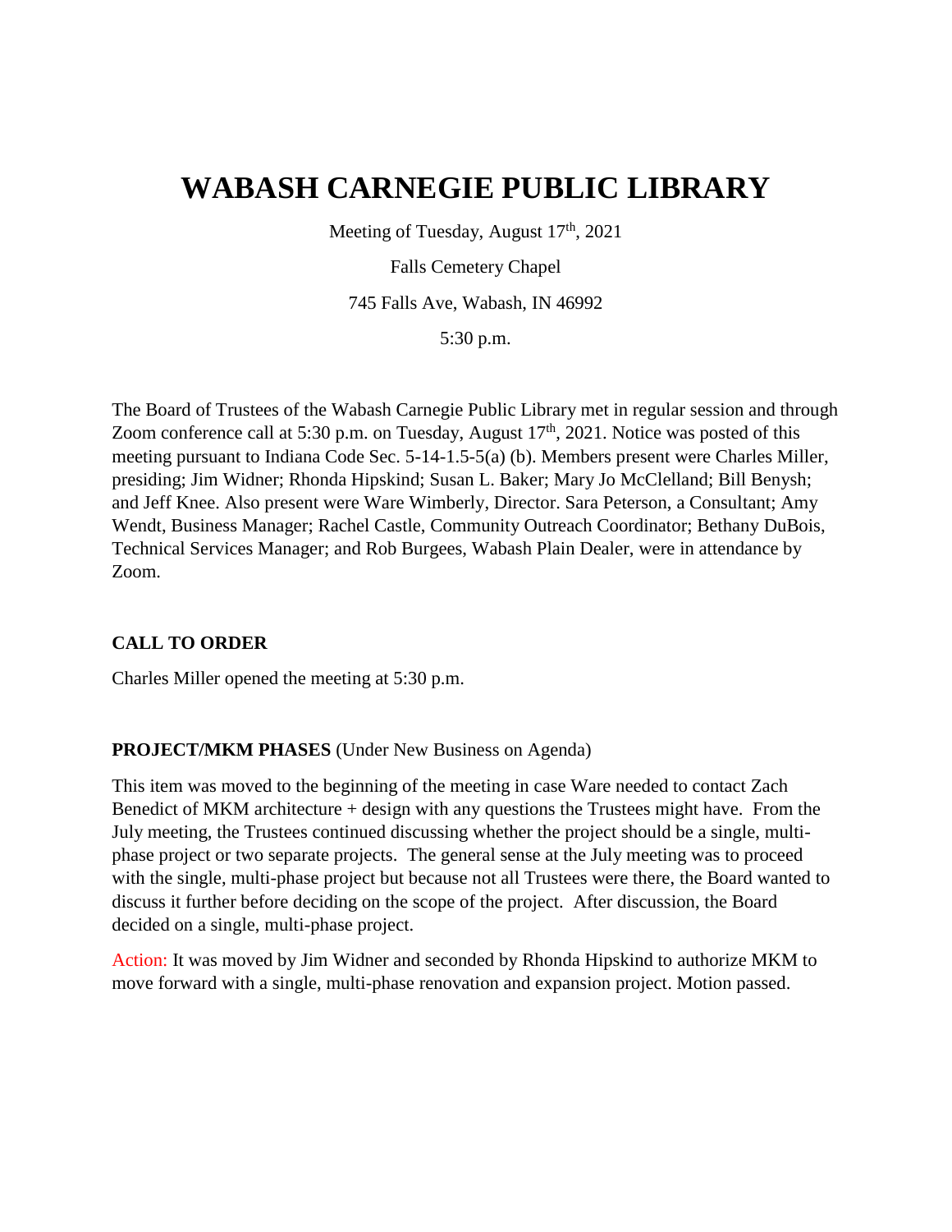# WABASH CARNEGIE PUBLIC LIBRARY

Meeting of Tuesday, August 17th, 2021

Falls Cemetery Chapel

745 Falls Ave, Wabash, IN 46992

5:30 p.m.

The Board of Trustees of the Wabash Carnegie Public Library met in regular session and through Zoom conference call at 5:30 p.m. on Tuesday, August 17th, 2021. Notice was posted of this meeting pursuant to Indiana Code Sec. 5-14-1.5-5(a) (b). Members present were Charles Miller, presiding; Jim Widner; Rhonda Hipskind; Susan L. Baker; Mary Jo McClelland; Bill Benysh; and Jeff Knee. Also present were Ware Wimberly, Director. Sara Peterson, a Consultant; Amy Wendt, Business Manager; Rachel Castle, Community Outreach Coordinator; Bethany DuBois, Technical Services Manager; and Rob Burgees, Wabash Plain Dealer, were in attendance by Zoom.

**CALL TO ORDER**

Charles Miller opened the meeting at 5:30 p.m.

**PROJECT/MKM PHASES** (Under New Business on Agenda)

This item was moved to the beginning of the meeting in case Ware needed to contact Zach Benedict of MKM architecture + design with any questions the Trustees might have. From the July meeting, the Trustees continued discussing whether the project should be a single, multi-phase project or two separate projects. The general sense at the July meeting was to proceed with the single, multi-phase project but because not all Trustees were there, the Board wanted to discuss it further before deciding on the scope of the project. After discussion, the Board decided on a single, multi-phase project.

Action: It was moved by Jim Widner and seconded by Rhonda Hipskind to authorize MKM to move forward with a single, multi-phase renovation and expansion project. Motion passed.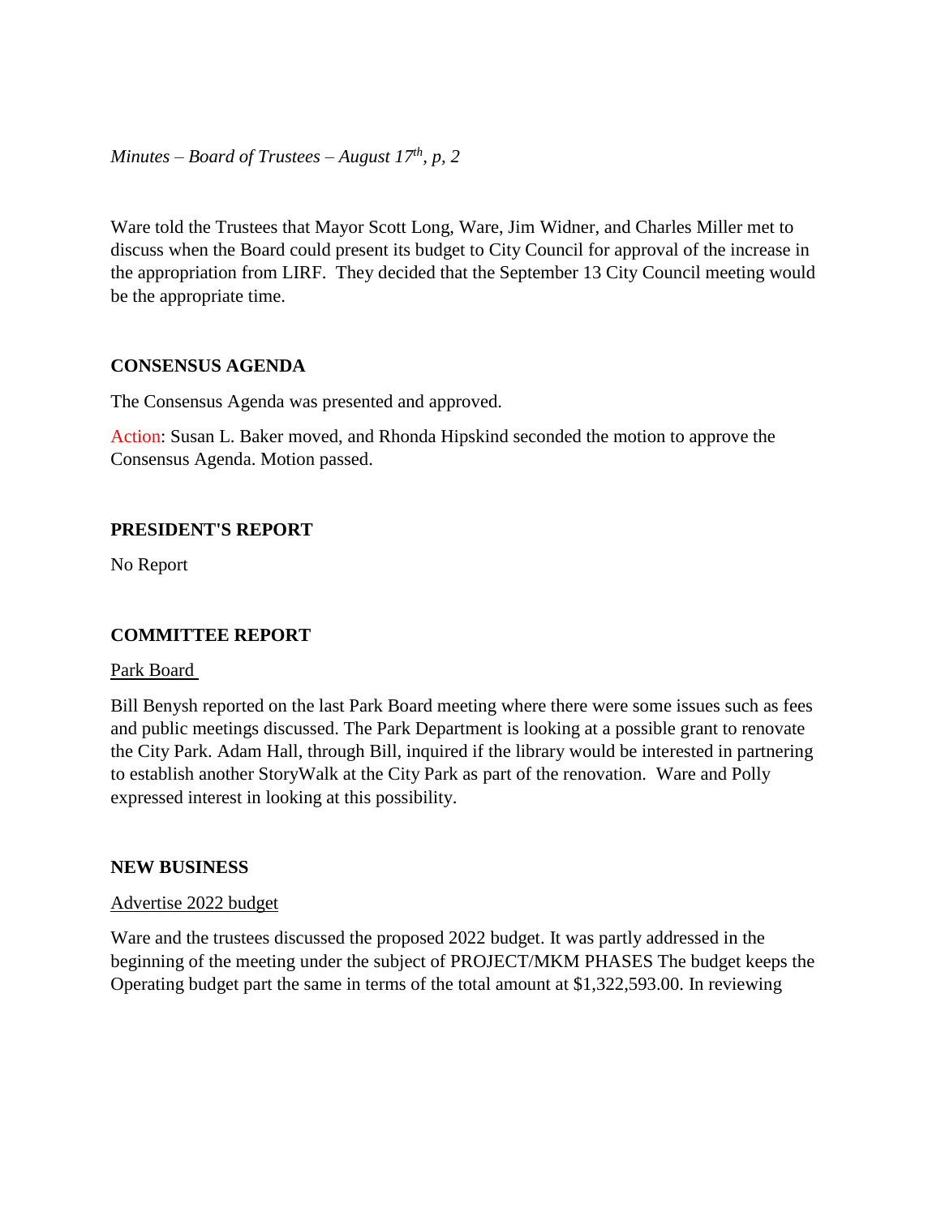Ware told the Trustees that Mayor Scott Long, Ware, Jim Widner, and Charles Miller met to discuss when the Board could present its budget to City Council for approval of the increase in the appropriation from LIRF. They decided that the September 13 City Council meeting would be the appropriate time.

## CONSENSUS AGENDA

The Consensus Agenda was presented and approved.

Action: Susan L. Baker moved, and Rhonda Hipskind seconded the motion to approve the Consensus Agenda. Motion passed.

## PRESIDENT'S REPORT

No Report

## COMMITTEE REPORT

### Park Board

Bill Benysh reported on the last Park Board meeting where there were some issues such as fees and public meetings discussed. The Park Department is looking at a possible grant to renovate the City Park. Adam Hall, through Bill, inquired if the library would be interested in partnering to establish another StoryWalk at the City Park as part of the renovation. Ware and Polly expressed interest in looking at this possibility.

## NEW BUSINESS

### Advertise 2022 budget

Ware and the trustees discussed the proposed 2022 budget. It was partly addressed in the beginning of the meeting under the subject of PROJECT/MKM PHASES The budget keeps the Operating budget part the same in terms of the total amount at $1,322,593.00. In reviewing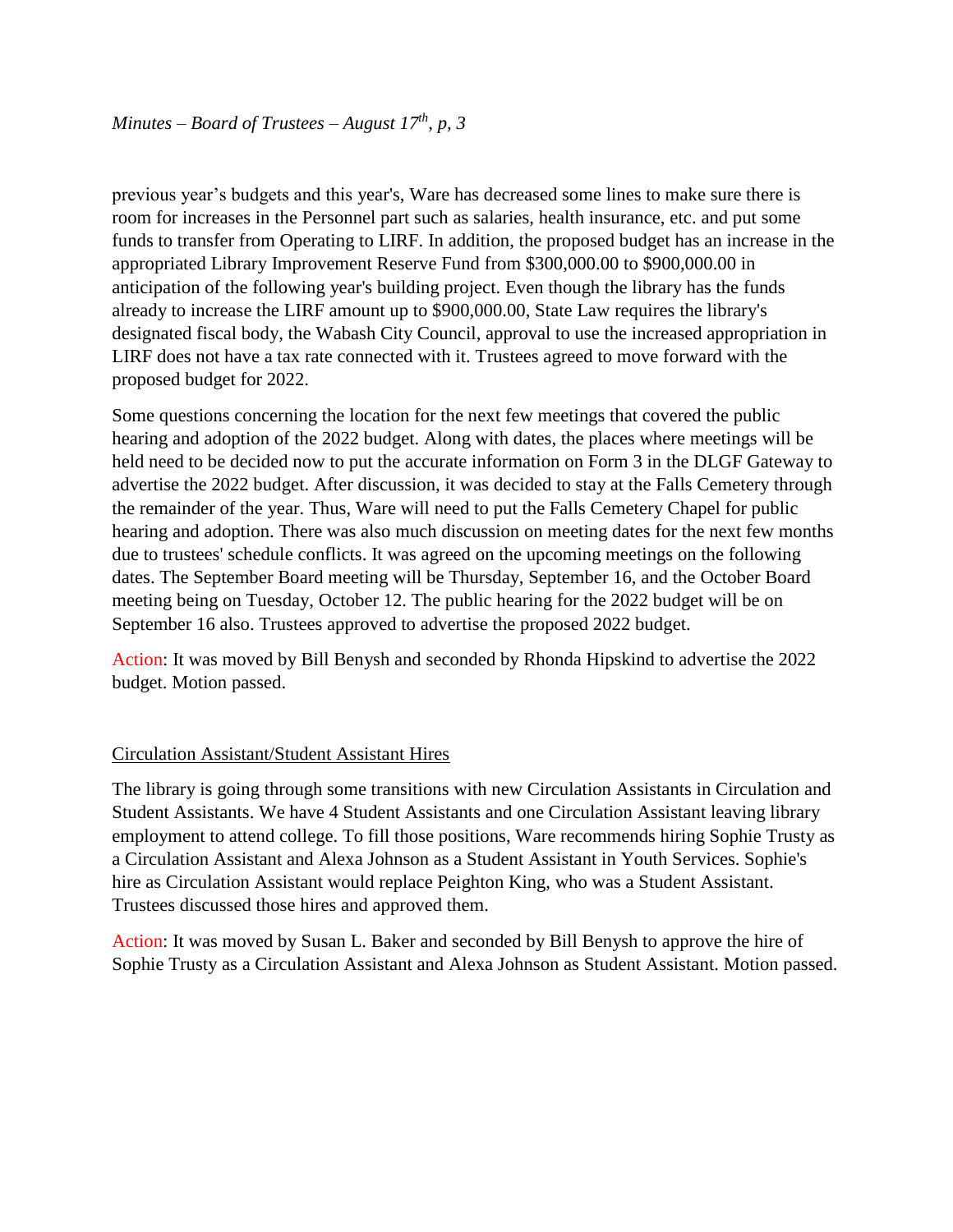previous year's budgets and this year's, Ware has decreased some lines to make sure there is room for increases in the Personnel part such as salaries, health insurance, etc. and put some funds to transfer from Operating to LIRF. In addition, the proposed budget has an increase in the appropriated Library Improvement Reserve Fund from $300,000.00 to $900,000.00 in anticipation of the following year's building project. Even though the library has the funds already to increase the LIRF amount up to $900,000.00, State Law requires the library's designated fiscal body, the Wabash City Council, approval to use the increased appropriation in LIRF does not have a tax rate connected with it. Trustees agreed to move forward with the proposed budget for 2022.

Some questions concerning the location for the next few meetings that covered the public hearing and adoption of the 2022 budget. Along with dates, the places where meetings will be held need to be decided now to put the accurate information on Form 3 in the DLGF Gateway to advertise the 2022 budget. After discussion, it was decided to stay at the Falls Cemetery through the remainder of the year. Thus, Ware will need to put the Falls Cemetery Chapel for public hearing and adoption. There was also much discussion on meeting dates for the next few months due to trustees' schedule conflicts. It was agreed on the upcoming meetings on the following dates. The September Board meeting will be Thursday, September 16, and the October Board meeting being on Tuesday, October 12. The public hearing for the 2022 budget will be on September 16 also. Trustees approved to advertise the proposed 2022 budget.

Action: It was moved by Bill Benysh and seconded by Rhonda Hipskind to advertise the 2022 budget. Motion passed.

## Circulation Assistant/Student Assistant Hires

The library is going through some transitions with new Circulation Assistants in Circulation and Student Assistants. We have 4 Student Assistants and one Circulation Assistant leaving library employment to attend college. To fill those positions, Ware recommends hiring Sophie Trusty as a Circulation Assistant and Alexa Johnson as a Student Assistant in Youth Services. Sophie's hire as Circulation Assistant would replace Peighton King, who was a Student Assistant. Trustees discussed those hires and approved them.

Action: It was moved by Susan L. Baker and seconded by Bill Benysh to approve the hire of Sophie Trusty as a Circulation Assistant and Alexa Johnson as Student Assistant. Motion passed.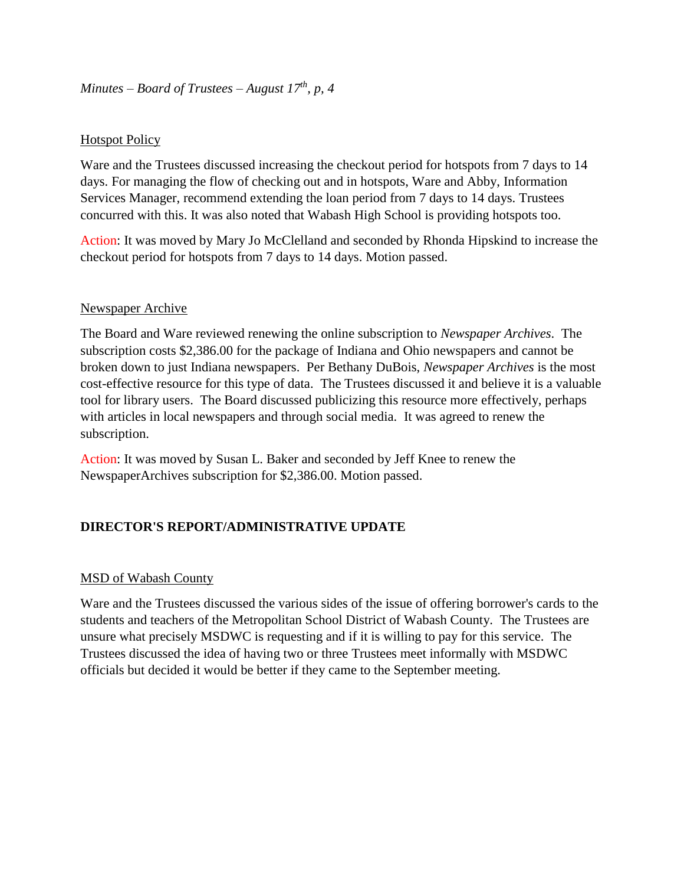Hotspot Policy

Ware and the Trustees discussed increasing the checkout period for hotspots from 7 days to 14 days. For managing the flow of checking out and in hotspots, Ware and Abby, Information Services Manager, recommend extending the loan period from 7 days to 14 days. Trustees concurred with this. It was also noted that Wabash High School is providing hotspots too.

Action: It was moved by Mary Jo McClelland and seconded by Rhonda Hipskind to increase the checkout period for hotspots from 7 days to 14 days. Motion passed.

Newspaper Archive

The Board and Ware reviewed renewing the online subscription to *Newspaper Archives*. The subscription costs $2,386.00 for the package of Indiana and Ohio newspapers and cannot be broken down to just Indiana newspapers. Per Bethany DuBois, *Newspaper Archives* is the most cost-effective resource for this type of data. The Trustees discussed it and believe it is a valuable tool for library users. The Board discussed publicizing this resource more effectively, perhaps with articles in local newspapers and through social media. It was agreed to renew the subscription.

Action: It was moved by Susan L. Baker and seconded by Jeff Knee to renew the NewspaperArchives subscription for $2,386.00. Motion passed.

## DIRECTOR'S REPORT/ADMINISTRATIVE UPDATE

MSD of Wabash County

Ware and the Trustees discussed the various sides of the issue of offering borrower's cards to the students and teachers of the Metropolitan School District of Wabash County. The Trustees are unsure what precisely MSDWC is requesting and if it is willing to pay for this service. The Trustees discussed the idea of having two or three Trustees meet informally with MSDWC officials but decided it would be better if they came to the September meeting.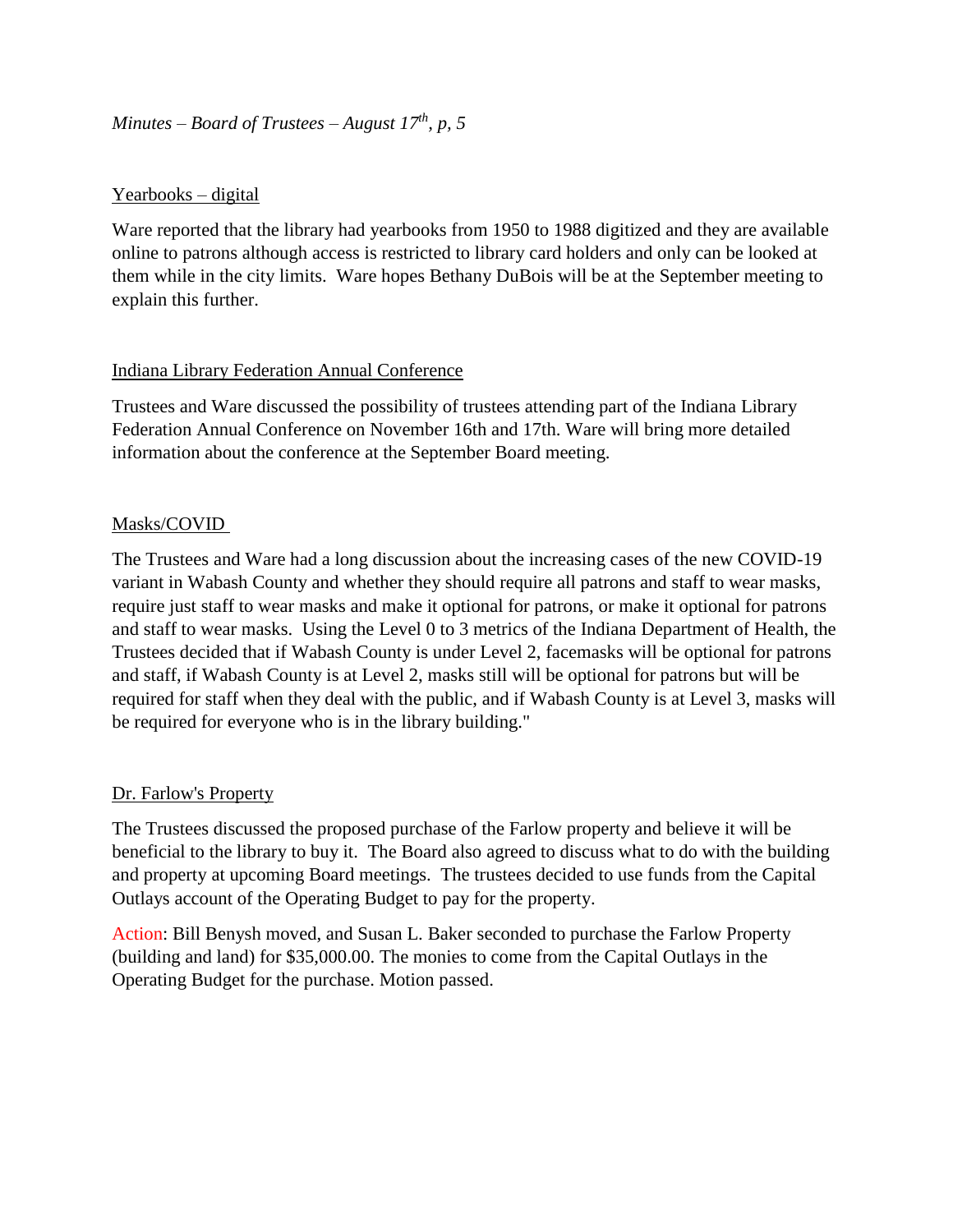Yearbooks – digital

Ware reported that the library had yearbooks from 1950 to 1988 digitized and they are available online to patrons although access is restricted to library card holders and only can be looked at them while in the city limits. Ware hopes Bethany DuBois will be at the September meeting to explain this further.

Indiana Library Federation Annual Conference

Trustees and Ware discussed the possibility of trustees attending part of the Indiana Library Federation Annual Conference on November 16th and 17th. Ware will bring more detailed information about the conference at the September Board meeting.

Masks/COVID

The Trustees and Ware had a long discussion about the increasing cases of the new COVID-19 variant in Wabash County and whether they should require all patrons and staff to wear masks, require just staff to wear masks and make it optional for patrons, or make it optional for patrons and staff to wear masks. Using the Level 0 to 3 metrics of the Indiana Department of Health, the Trustees decided that if Wabash County is under Level 2, facemasks will be optional for patrons and staff, if Wabash County is at Level 2, masks still will be optional for patrons but will be required for staff when they deal with the public, and if Wabash County is at Level 3, masks will be required for everyone who is in the library building."

Dr. Farlow's Property

The Trustees discussed the proposed purchase of the Farlow property and believe it will be beneficial to the library to buy it. The Board also agreed to discuss what to do with the building and property at upcoming Board meetings. The trustees decided to use funds from the Capital Outlays account of the Operating Budget to pay for the property.

Action: Bill Benysh moved, and Susan L. Baker seconded to purchase the Farlow Property (building and land) for $35,000.00. The monies to come from the Capital Outlays in the Operating Budget for the purchase. Motion passed.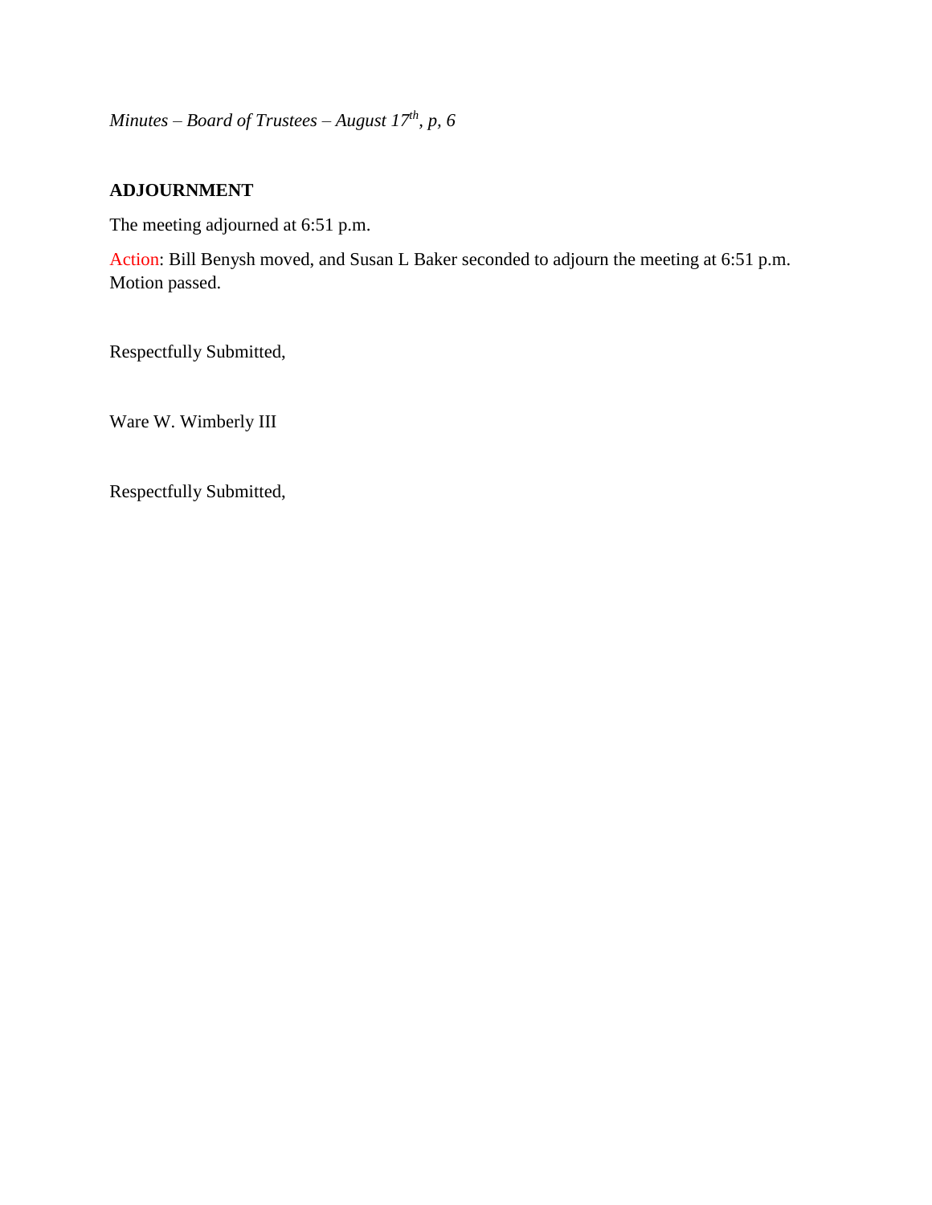## ADJOURNMENT

The meeting adjourned at 6:51 p.m.

Action: Bill Benysh moved, and Susan L Baker seconded to adjourn the meeting at 6:51 p.m. Motion passed.

Respectfully Submitted,

Ware W. Wimberly III

Respectfully Submitted,